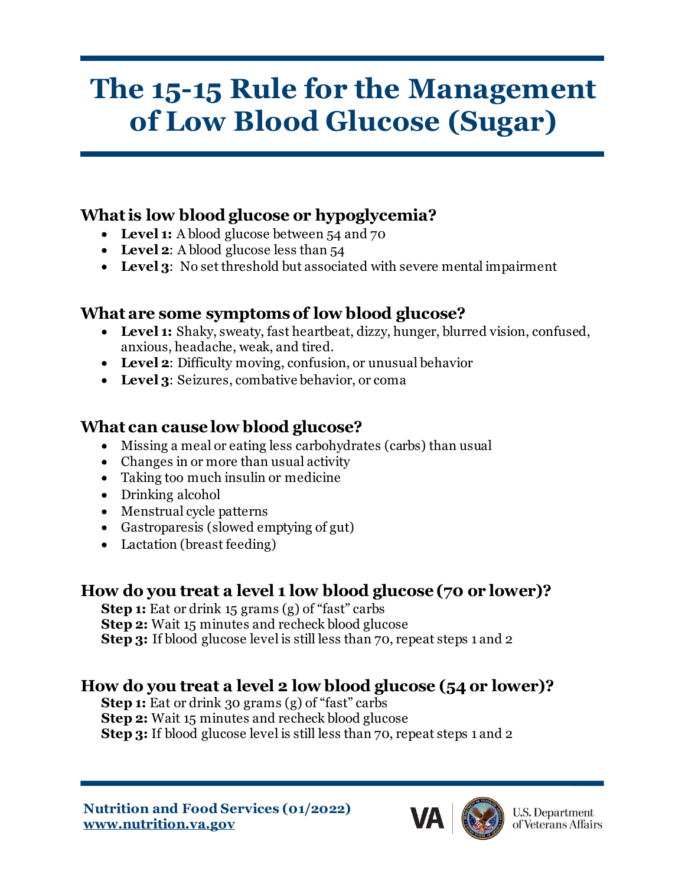# The 15-15 Rule for the Management of Low Blood Glucose (Sugar)

## What is low blood glucose or hypoglycemia?

- **Level 1:** A blood glucose between 54 and 70
- **Level 2**: A blood glucose less than 54
- **Level 3**: No set threshold but associated with severe mental impairment

## What are some symptoms of low blood glucose?

- **Level 1:** Shaky, sweaty, fast heartbeat, dizzy, hunger, blurred vision, confused, anxious, headache, weak, and tired.
- **Level 2**: Difficulty moving, confusion, or unusual behavior
- **Level 3**: Seizures, combative behavior, or coma

## What can cause low blood glucose?

- Missing a meal or eating less carbohydrates (carbs) than usual
- Changes in or more than usual activity
- Taking too much insulin or medicine
- Drinking alcohol
- Menstrual cycle patterns
- Gastroparesis (slowed emptying of gut)
- Lactation (breast feeding)

## How do you treat a level 1 low blood glucose (70 or lower)?

**Step 1:** Eat or drink 15 grams (g) of "fast" carbs
**Step 2:** Wait 15 minutes and recheck blood glucose
**Step 3:** If blood glucose level is still less than 70, repeat steps 1 and 2

## How do you treat a level 2 low blood glucose (54 or lower)?

**Step 1:** Eat or drink 30 grams (g) of "fast" carbs
**Step 2:** Wait 15 minutes and recheck blood glucose
**Step 3:** If blood glucose level is still less than 70, repeat steps 1 and 2

**Nutrition and Food Services (01/2022)**
**www.nutrition.va.gov**

VA | U.S. Department of Veterans Affairs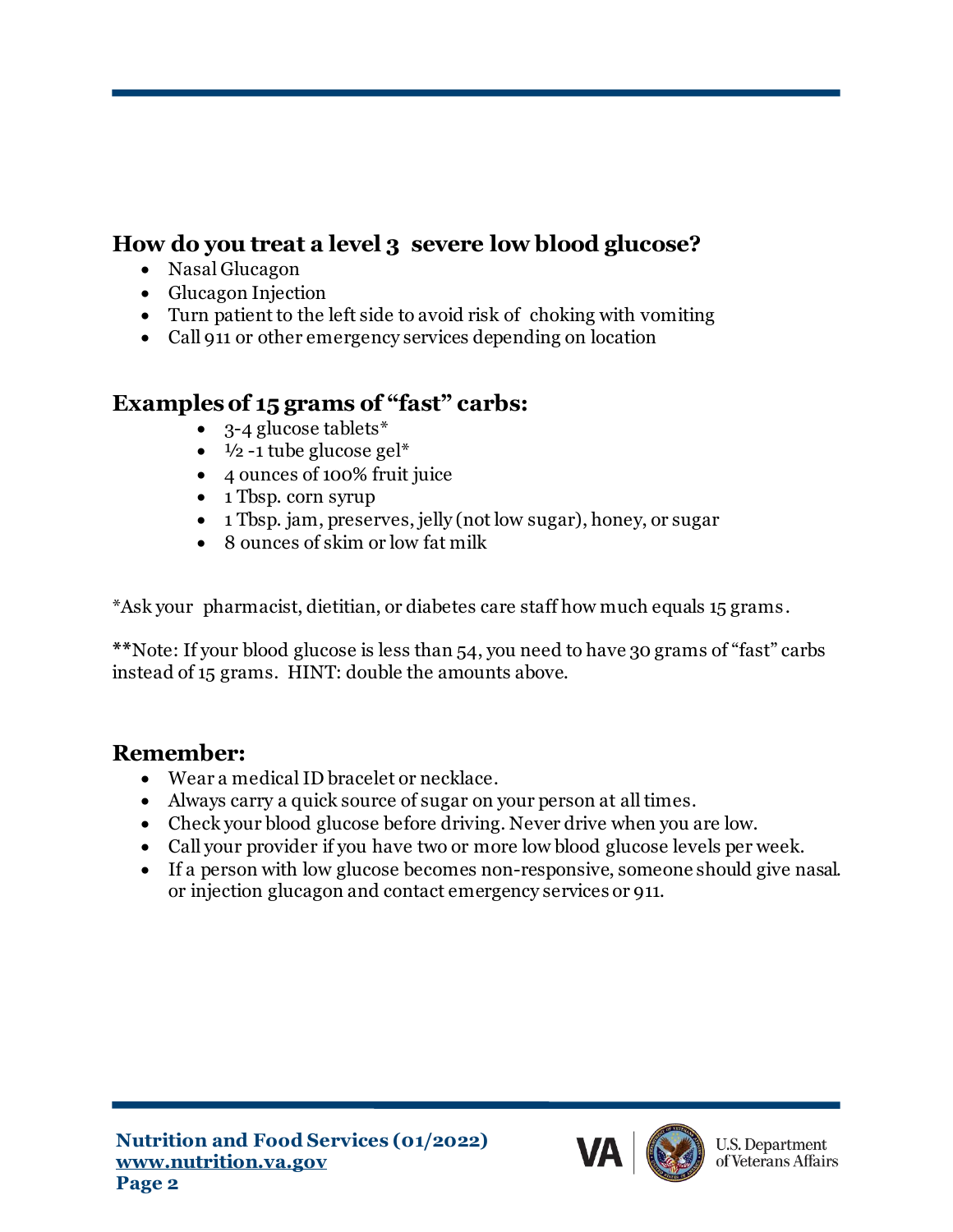## How do you treat a level 3 severe low blood glucose?

- Nasal Glucagon
- Glucagon Injection
- Turn patient to the left side to avoid risk of choking with vomiting
- Call 911 or other emergency services depending on location

## Examples of 15 grams of "fast" carbs:

- 3-4 glucose tablets*
- ½ -1 tube glucose gel*
- 4 ounces of 100% fruit juice
- 1 Tbsp. corn syrup
- 1 Tbsp. jam, preserves, jelly (not low sugar), honey, or sugar
- 8 ounces of skim or low fat milk

*Ask your pharmacist, dietitian, or diabetes care staff how much equals 15 grams.

**Note: If your blood glucose is less than 54, you need to have 30 grams of "fast" carbs instead of 15 grams. HINT: double the amounts above.

## Remember:

- Wear a medical ID bracelet or necklace.
- Always carry a quick source of sugar on your person at all times.
- Check your blood glucose before driving. Never drive when you are low.
- Call your provider if you have two or more low blood glucose levels per week.
- If a person with low glucose becomes non-responsive, someone should give nasal. or injection glucagon and contact emergency services or 911.

**Nutrition and Food Services (01/2022)**
**www.nutrition.va.gov**

VA U.S. Department of Veterans Affairs